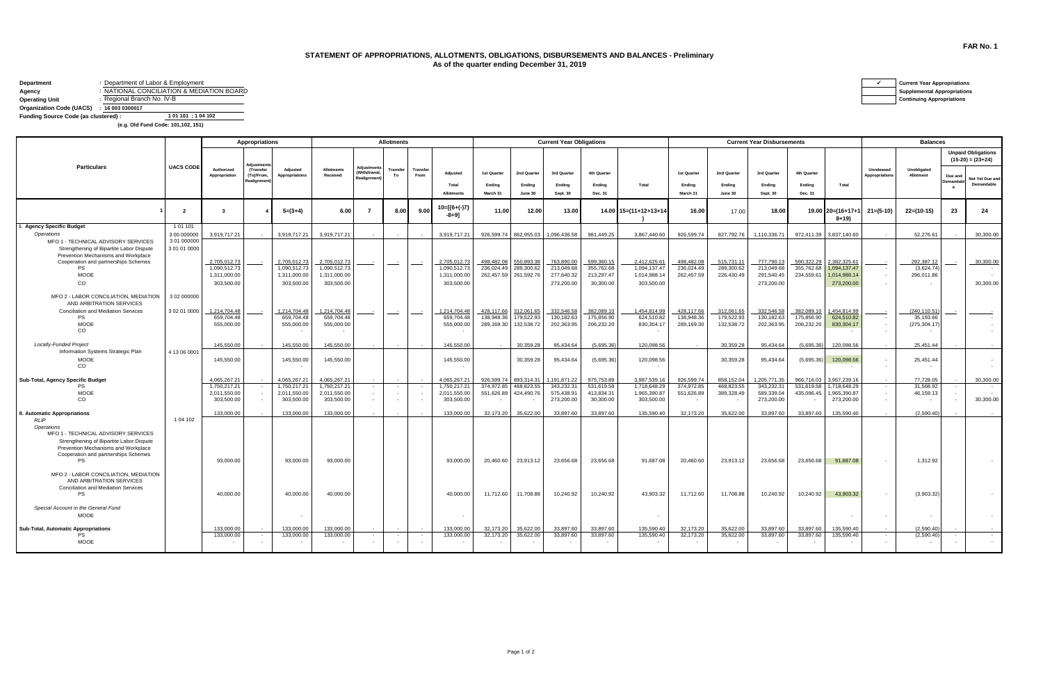FAR No. 1

## STATEMENT OF APPROPRIATIONS, ALLOTMENTS, OBLIGATIONS, DISBURSEMENTS AND BALANCES - Preliminary
### As of the quarter ending December 31, 2019

**Department** : Department of Labor & Employment
**Agency** : NATIONAL CONCILIATION & MEDIATION BOARD
**Operating Unit** : Regional Branch No. IV-B
**Organization Code (UACS)** : 16 003 0300017
**Funding Source Code (as clustered) :** 1 01 101 ; 1 04 102
(e.g. Old Fund Code: 101,102, 151)

| ✓ | Current Year Appropriations |
|---|---|
| | Supplemental Appropriations |
| | Continuing Appropriations |

| Particulars | UACS CODE | Appropriations | | | Allotments | | | | | Current Year Obligations | | | | | Current Year Disbursements | | | | | Balances | | | |
|---|---|---|---|---|---|---|---|---|---|---|---|---|---|---|---|---|---|---|---|---|---|---|---|
| | | Authorized Appropriation | Adjustments (Transfer (To)/From, Realignment) | Adjusted Appropriations | Allotments Received | Adjustments (Withdrawal, Realignment) | Transfer To | Transfer From | Adjusted Total Allotments | 1st Quarter Ending March 31 | 2nd Quarter Ending June 30 | 3rd Quarter Ending Sept. 30 | 4th Quarter Ending Dec. 31 | Total | 1st Quarter Ending March 31 | 2nd Quarter Ending June 30 | 3rd Quarter Ending Sept. 30 | 4th Quarter Ending Dec. 31 | Total | Unreleased Appropriations | Unobligated Allotment | Unpaid Obligations (15-20) = (23+24) Due and Demandable | Not Yet Due and Demandable |
| 1 | 2 | 3 | 4 | 5=(3+4) | 6.00 | 7 | 8.00 | 9.00 | 10=[{6+(-)7}-8+9] | 11.00 | 12.00 | 13.00 | 14.00 | 15=(11+12+13+14) | 16.00 | 17.00 | 18.00 | 19.00 | 20=(16+17+18+19) | 21=(5-10) | 22=(10-15) | 23 | 24 |
| **I. Agency Specific Budget** | 1 01 101 | | | | | | | | | | | | | | | | | | | | | | |
| *Operations* | 3 00 000000 | 3,919,717.21 | - | 3,919,717.21 | 3,919,717.21 | - | - | - | 3,919,717.21 | 926,599.74 | 862,955.03 | 1,096,436.58 | 981,449.25 | 3,867,440.60 | 926,599.74 | 827,792.76 | 1,110,336.71 | 972,411.39 | 3,837,140.60 | - | 52,276.61 | - | 30,300.00 |
| MFO 1 - TECHNICAL ADVISORY SERVICES | 3 01 000000 | | | | | | | | | | | | | | | | | | | | | | |
| Strengthening of Bipartite Labor Dispute Prevention Mechanisms and Workplace Cooperation and partnerships Schemes | 3 01 01 0000 | 2,705,012.73 | - | 2,705,012.73 | 2,705,012.73 | - | - | - | 2,705,012.73 | 498,482.08 | 550,893.38 | 763,890.00 | 599,360.15 | 2,412,625.61 | 498,482.08 | 515,731.11 | 777,790.13 | 590,322.29 | 2,382,325.61 | - | 292,387.12 | - | 30,300.00 |
| PS | | 1,090,512.73 | | 1,090,512.73 | 1,090,512.73 | | | | 1,090,512.73 | 236,024.49 | 289,300.62 | 213,049.68 | 355,762.68 | 1,094,137.47 | 236,024.49 | 289,300.62 | 213,049.68 | 355,762.68 | 1,094,137.47 | - | (3,624.74) | | - |
| MOOE | | 1,311,000.00 | | 1,311,000.00 | 1,311,000.00 | | | | 1,311,000.00 | 262,457.59 | 261,592.76 | 277,640.32 | 213,297.47 | 1,014,988.14 | 262,457.59 | 226,430.49 | 291,540.45 | 234,559.61 | 1,014,988.14 | - | 296,011.86 | | - |
| CO | | 303,500.00 | | 303,500.00 | 303,500.00 | | | | 303,500.00 | | | 273,200.00 | 30,300.00 | 303,500.00 | | | 273,200.00 | | 273,200.00 | - | - | | 30,300.00 |
| MFO 2 - LABOR CONCILIATION, MEDIATION AND ARBITRATION SERVICES | 3 02 000000 | | | | | | | | | | | | | | | | | | | | | | |
| Conciliation and Mediation Services | 3 02 01 0000 | 1,214,704.48 | - | 1,214,704.48 | 1,214,704.48 | - | - | - | 1,214,704.48 | 428,117.66 | 312,061.65 | 332,546.58 | 382,089.10 | 1,454,814.99 | 428,117.66 | 312,061.65 | 332,546.58 | 382,089.10 | 1,454,814.99 | - | (240,110.51) | - | - |
| PS | | 659,704.48 | | 659,704.48 | 659,704.48 | | | | 659,704.48 | 138,948.36 | 179,522.93 | 130,182.63 | 175,856.90 | 624,510.82 | 138,948.36 | 179,522.93 | 130,182.63 | 175,856.90 | 624,510.82 | - | 35,193.66 | | - |
| MOOE | | 555,000.00 | | 555,000.00 | 555,000.00 | | | | 555,000.00 | 289,169.30 | 132,538.72 | 202,363.95 | 206,232.20 | 830,304.17 | 289,169.30 | 132,538.72 | 202,363.95 | 206,232.20 | 830,304.17 | - | (275,304.17) | | - |
| CO | | | | - | - | | | | - | | | | | - | | | | | - | - | - | | - |
| *Locally-Funded Project* | | 145,550.00 | - | 145,550.00 | 145,550.00 | - | - | - | 145,550.00 | - | 30,359.28 | 95,434.64 | (5,695.36) | 120,098.56 | - | 30,359.28 | 95,434.64 | (5,695.36) | 120,098.56 | - | 25,451.44 | - | - |
| Information Systems Strategic Plan | 4 13 06 0001 | | | | | | | | | | | | | | | | | | | | | | |
| MOOE | | 145,550.00 | | 145,550.00 | 145,550.00 | | | | 145,550.00 | | 30,359.28 | 95,434.64 | (5,695.36) | 120,098.56 | | 30,359.28 | 95,434.64 | (5,695.36) | 120,098.56 | - | 25,451.44 | | - |
| CO | | | | - | | | | | - | | | | | - | | | | | - | - | - | | - |
| **Sub-Total, Agency Specific Budget** | | 4,065,267.21 | - | 4,065,267.21 | 4,065,267.21 | - | - | - | 4,065,267.21 | 926,599.74 | 893,314.31 | 1,191,871.22 | 975,753.89 | 3,987,539.16 | 926,599.74 | 858,152.04 | 1,205,771.35 | 966,716.03 | 3,957,239.16 | - | 77,728.05 | - | 30,300.00 |
| PS | | 1,750,217.21 | - | 1,750,217.21 | 1,750,217.21 | - | - | - | 1,750,217.21 | 374,972.85 | 468,823.55 | 343,232.31 | 531,619.58 | 1,718,648.29 | 374,972.85 | 468,823.55 | 343,232.31 | 531,619.58 | 1,718,648.29 | - | 31,568.92 | - | - |
| MOOE | | 2,011,550.00 | - | 2,011,550.00 | 2,011,550.00 | - | - | - | 2,011,550.00 | 551,626.89 | 424,490.76 | 575,438.91 | 413,834.31 | 1,965,390.87 | 551,626.89 | 389,328.49 | 589,339.04 | 435,096.45 | 1,965,390.87 | - | 46,159.13 | - | - |
| CO | | 303,500.00 | - | 303,500.00 | 303,500.00 | - | - | - | 303,500.00 | - | - | 273,200.00 | 30,300.00 | 303,500.00 | - | - | 273,200.00 | - | 273,200.00 | - | - | - | 30,300.00 |
| **II. Automatic Appropriations** | | 133,000.00 | - | 133,000.00 | 133,000.00 | - | - | - | 133,000.00 | 32,173.20 | 35,622.00 | 33,897.60 | 33,897.60 | 135,590.40 | 32,173.20 | 35,622.00 | 33,897.60 | 33,897.60 | 135,590.40 | - | (2,590.40) | - | - |
| *RLIP* | 1 04 102 | | | | | | | | | | | | | | | | | | | | | | |
| *Operations* | | | | | | | | | | | | | | | | | | | | | | | |
| MFO 1 - TECHNICAL ADVISORY SERVICES | | | | | | | | | | | | | | | | | | | | | | | |
| Strengthening of Bipartite Labor Dispute Prevention Mechanisms and Workplace Cooperation and partnerships Schemes | | | | | | | | | | | | | | | | | | | | | | | |
| PS | | 93,000.00 | | 93,000.00 | 93,000.00 | | | | 93,000.00 | 20,460.60 | 23,913.12 | 23,656.68 | 23,656.68 | 91,687.08 | 20,460.60 | 23,913.12 | 23,656.68 | 23,656.68 | 91,687.08 | - | 1,312.92 | | - |
| MFO 2 - LABOR CONCILIATION, MEDIATION AND ARBITRATION SERVICES | | | | | | | | | | | | | | | | | | | | | | | |
| Conciliation and Mediation Services | | | | | | | | | | | | | | | | | | | | | | | |
| PS | | 40,000.00 | | 40,000.00 | 40,000.00 | | | | 40,000.00 | 11,712.60 | 11,708.88 | 10,240.92 | 10,240.92 | 43,903.32 | 11,712.60 | 11,708.88 | 10,240.92 | 10,240.92 | 43,903.32 | - | (3,903.32) | | - |
| *Special Account in the General Fund* | | | | | | | | | | | | | | | | | | | | | | | |
| MOOE | | | | - | | | | | - | | | | | - | | | | | - | - | - | | - |
| **Sub-Total, Automatic Appropriations** | | 133,000.00 | - | 133,000.00 | 133,000.00 | - | - | - | 133,000.00 | 32,173.20 | 35,622.00 | 33,897.60 | 33,897.60 | 135,590.40 | 32,173.20 | 35,622.00 | 33,897.60 | 33,897.60 | 135,590.40 | - | (2,590.40) | - | - |
| PS | | 133,000.00 | - | 133,000.00 | 133,000.00 | - | - | - | 133,000.00 | 32,173.20 | 35,622.00 | 33,897.60 | 33,897.60 | 135,590.40 | 32,173.20 | 35,622.00 | 33,897.60 | 33,897.60 | 135,590.40 | - | (2,590.40) | - | - |
| MOOE | | - | - | - | - | - | - | - | - | - | - | - | - | - | - | - | - | - | - | - | - | - | - |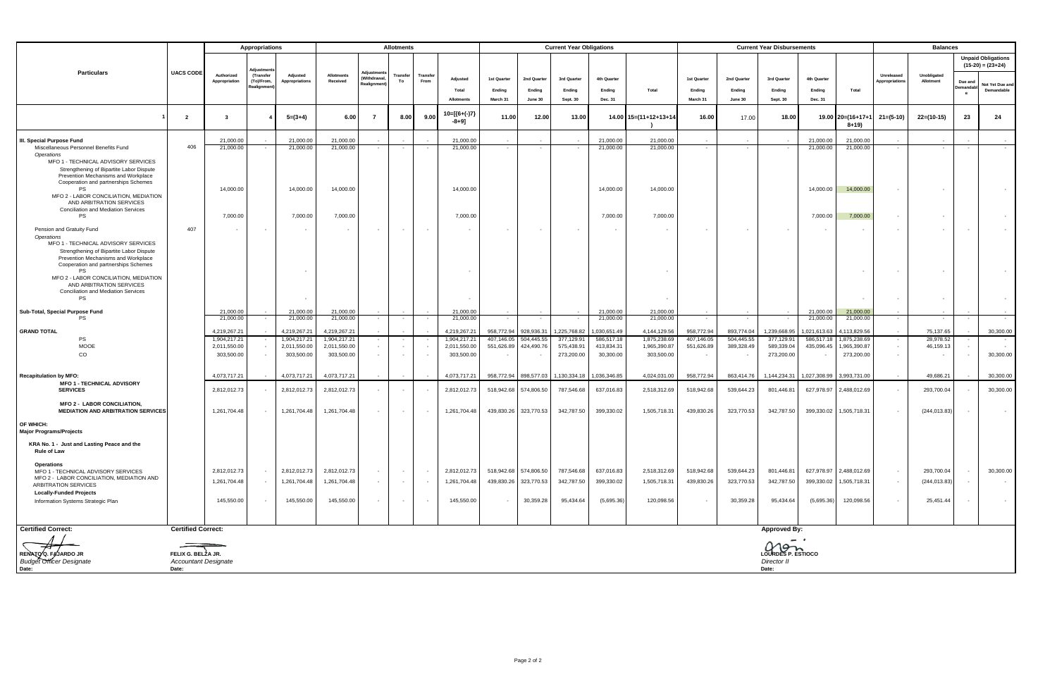| Particulars | UACS CODE | Appropriations | | | Allotments | | | | | Current Year Obligations | | | | | Current Year Disbursements | | | | | Balances | | | |
|---|---|---|---|---|---|---|---|---|---|---|---|---|---|---|---|---|---|---|---|---|---|---|---|
| | | Authorized Appropriation | Adjustments (Transfer (To)/From, Realignment) | Adjusted Appropriations | Allotments Received | Adjustments (Withdrawal, Realignment) | Transfer To | Transfer From | Adjusted Total Allotments | 1st Quarter Ending March 31 | 2nd Quarter Ending June 30 | 3rd Quarter Ending Sept. 30 | 4th Quarter Ending Dec. 31 | Total | 1st Quarter Ending March 31 | 2nd Quarter Ending June 30 | 3rd Quarter Ending Sept. 30 | 4th Quarter Ending Dec. 31 | Total | Unreleased Appropriations | Unobligated Allotment | Unpaid Obligations (15-20) = (23+24) Due and Demandable | Not Yet Due and Demandable |
| 1 | 2 | 3 | 4 | 5=(3+4) | 6.00 | 7 | 8.00 | 9.00 | 10=[{6+(-)7}-8+9] | 11.00 | 12.00 | 13.00 | 14.00 | 15=(11+12+13+14) | 16.00 | 17.00 | 18.00 | 19.00 | 20=(16+17+18+19) | 21=(5-10) | 22=(10-15) | 23 | 24 |
| **III. Special Purpose Fund** | | 21,000.00 | - | 21,000.00 | 21,000.00 | - | - | - | 21,000.00 | - | - | - | 21,000.00 | 21,000.00 | - | - | - | 21,000.00 | 21,000.00 | - | - | - | - |
| Miscellaneous Personnel Benefits Fund | 406 | 21,000.00 | - | 21,000.00 | 21,000.00 | - | - | - | 21,000.00 | - | - | - | 21,000.00 | 21,000.00 | - | - | - | 21,000.00 | 21,000.00 | - | - | - | - |
| *Operations* | | | | | | | | | | | | | | | | | | | | | | | |
| MFO 1 - TECHNICAL ADVISORY SERVICES | | | | | | | | | | | | | | | | | | | | | | | |
| Strengthening of Bipartite Labor Dispute Prevention Mechanisms and Workplace Cooperation and partnerships Schemes | | | | | | | | | | | | | | | | | | | | | | | |
| PS | | 14,000.00 | | 14,000.00 | 14,000.00 | | | | 14,000.00 | | | | 14,000.00 | 14,000.00 | | | | 14,000.00 | 14,000.00 | - | - | | - |
| MFO 2 - LABOR CONCILIATION, MEDIATION AND ARBITRATION SERVICES | | | | | | | | | | | | | | | | | | | | | | | |
| Conciliation and Mediation Services | | | | | | | | | | | | | | | | | | | | | | | |
| PS | | 7,000.00 | | 7,000.00 | 7,000.00 | | | | 7,000.00 | | | | 7,000.00 | 7,000.00 | | | | 7,000.00 | 7,000.00 | - | - | | - |
| Pension and Gratuity Fund | 407 | - | - | - | - | - | - | - | - | - | - | - | - | - | - | - | - | - | - | - | - | - | - |
| *Operations* | | | | | | | | | | | | | | | | | | | | | | | |
| MFO 1 - TECHNICAL ADVISORY SERVICES | | | | | | | | | | | | | | | | | | | | | | | |
| Strengthening of Bipartite Labor Dispute Prevention Mechanisms and Workplace Cooperation and partnerships Schemes | | | | | | | | | | | | | | | | | | | | | | | |
| PS | | | | - | | | | | - | | | | | - | | | | | - | - | - | | - |
| MFO 2 - LABOR CONCILIATION, MEDIATION AND ARBITRATION SERVICES | | | | | | | | | | | | | | | | | | | | | | | |
| Conciliation and Mediation Services | | | | | | | | | | | | | | | | | | | | | | | |
| PS | | | | - | | | | | - | | | | | - | | | | | - | - | - | | - |
| **Sub-Total, Special Purpose Fund** | | 21,000.00 | - | 21,000.00 | 21,000.00 | - | - | - | 21,000.00 | - | - | - | 21,000.00 | 21,000.00 | - | - | - | 21,000.00 | 21,000.00 | - | - | - | - |
| PS | | 21,000.00 | - | 21,000.00 | 21,000.00 | - | - | - | 21,000.00 | - | - | - | 21,000.00 | 21,000.00 | - | - | - | 21,000.00 | 21,000.00 | - | - | - | - |
| **GRAND TOTAL** | | 4,219,267.21 | - | 4,219,267.21 | 4,219,267.21 | - | - | - | 4,219,267.21 | 958,772.94 | 928,936.31 | 1,225,768.82 | 1,030,651.49 | 4,144,129.56 | 958,772.94 | 893,774.04 | 1,239,668.95 | 1,021,613.63 | 4,113,829.56 | - | 75,137.65 | - | 30,300.00 |
| PS | | 1,904,217.21 | - | 1,904,217.21 | 1,904,217.21 | - | - | - | 1,904,217.21 | 407,146.05 | 504,445.55 | 377,129.91 | 586,517.18 | 1,875,238.69 | 407,146.05 | 504,445.55 | 377,129.91 | 586,517.18 | 1,875,238.69 | - | 28,978.52 | - | - |
| MOOE | | 2,011,550.00 | - | 2,011,550.00 | 2,011,550.00 | - | - | - | 2,011,550.00 | 551,626.89 | 424,490.76 | 575,438.91 | 413,834.31 | 1,965,390.87 | 551,626.89 | 389,328.49 | 589,339.04 | 435,096.45 | 1,965,390.87 | - | 46,159.13 | - | - |
| CO | | 303,500.00 | - | 303,500.00 | 303,500.00 | - | - | - | 303,500.00 | - | - | 273,200.00 | 30,300.00 | 303,500.00 | - | - | 273,200.00 | - | 273,200.00 | - | - | - | 30,300.00 |
| **Recapitulation by MFO:** | | 4,073,717.21 | - | 4,073,717.21 | 4,073,717.21 | - | - | - | 4,073,717.21 | 958,772.94 | 898,577.03 | 1,130,334.18 | 1,036,346.85 | 4,024,031.00 | 958,772.94 | 863,414.76 | 1,144,234.31 | 1,027,308.99 | 3,993,731.00 | - | 49,686.21 | - | 30,300.00 |
| **MFO 1 - TECHNICAL ADVISORY SERVICES** | | 2,812,012.73 | - | 2,812,012.73 | 2,812,012.73 | - | - | - | 2,812,012.73 | 518,942.68 | 574,806.50 | 787,546.68 | 637,016.83 | 2,518,312.69 | 518,942.68 | 539,644.23 | 801,446.81 | 627,978.97 | 2,488,012.69 | - | 293,700.04 | - | 30,300.00 |
| **MFO 2 - LABOR CONCILIATION, MEDIATION AND ARBITRATION SERVICES** | | 1,261,704.48 | - | 1,261,704.48 | 1,261,704.48 | - | - | - | 1,261,704.48 | 439,830.26 | 323,770.53 | 342,787.50 | 399,330.02 | 1,505,718.31 | 439,830.26 | 323,770.53 | 342,787.50 | 399,330.02 | 1,505,718.31 | - | (244,013.83) | - | - |
| **OF WHICH:** | | | | | | | | | | | | | | | | | | | | | | | |
| **Major Programs/Projects** | | | | | | | | | | | | | | | | | | | | | | | |
| **KRA No. 1 - Just and Lasting Peace and the Rule of Law** | | | | | | | | | | | | | | | | | | | | | | | |
| **Operations** | | | | | | | | | | | | | | | | | | | | | | | |
| MFO 1 - TECHNICAL ADVISORY SERVICES | | 2,812,012.73 | - | 2,812,012.73 | 2,812,012.73 | - | - | - | 2,812,012.73 | 518,942.68 | 574,806.50 | 787,546.68 | 637,016.83 | 2,518,312.69 | 518,942.68 | 539,644.23 | 801,446.81 | 627,978.97 | 2,488,012.69 | - | 293,700.04 | - | 30,300.00 |
| MFO 2 - LABOR CONCILIATION, MEDIATION AND ARBITRATION SERVICES | | 1,261,704.48 | - | 1,261,704.48 | 1,261,704.48 | - | - | - | 1,261,704.48 | 439,830.26 | 323,770.53 | 342,787.50 | 399,330.02 | 1,505,718.31 | 439,830.26 | 323,770.53 | 342,787.50 | 399,330.02 | 1,505,718.31 | - | (244,013.83) | - | - |
| **Locally-Funded Projects** | | | | | | | | | | | | | | | | | | | | | | | |
| Information Systems Strategic Plan | | 145,550.00 | - | 145,550.00 | 145,550.00 | - | - | - | 145,550.00 | - | 30,359.28 | 95,434.64 | (5,695.36) | 120,098.56 | - | 30,359.28 | 95,434.64 | (5,695.36) | 120,098.56 | - | 25,451.44 | - | - |

**Certified Correct:**

RENATO Q. FAJARDO JR
*Budget Officer Designate*
Date:

**Certified Correct:**

FELIX G. BELZA JR.
*Accountant Designate*
Date:

**Approved By:**

LOURDES P. ESTIOCO
*Director II*
Date: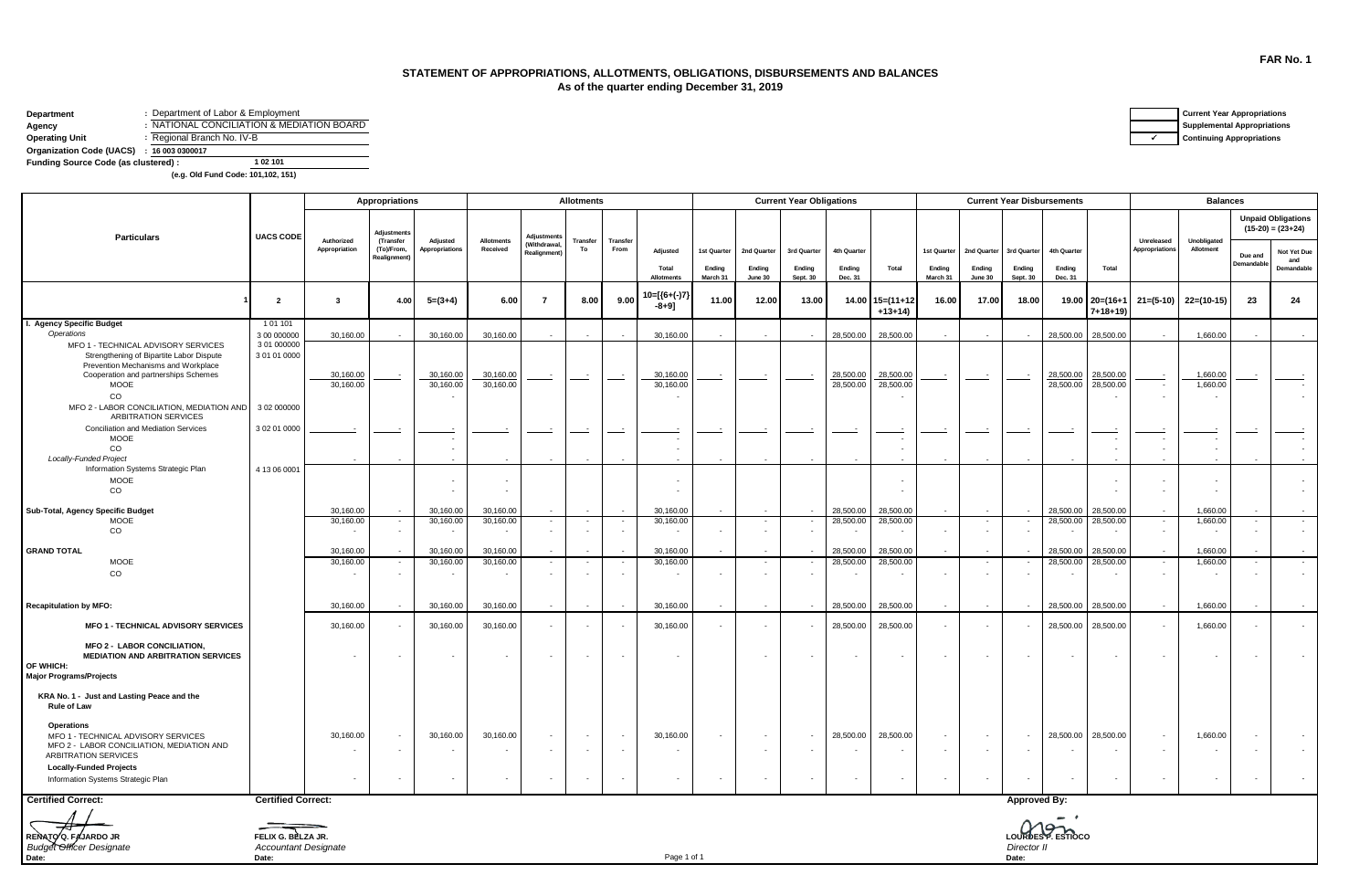FAR No. 1

# STATEMENT OF APPROPRIATIONS, ALLOTMENTS, OBLIGATIONS, DISBURSEMENTS AND BALANCES
## As of the quarter ending December 31, 2019

**Department** : Department of Labor & Employment
**Agency** : NATIONAL CONCILIATION & MEDIATION BOARD
**Operating Unit** : Regional Branch No. IV-B
**Organization Code (UACS)** : **16 003 0300017**
**Funding Source Code (as clustered) :** **1 02 101**
**(e.g. Old Fund Code: 101,102, 151)**

| | |
|---|---|
| | Current Year Appropriations |
| | Supplemental Appropriations |
| ✓ | Continuing Appropriations |

| Particulars | UACS CODE | Appropriations | | | Allotments | | | | | Current Year Obligations | | | | | Current Year Disbursements | | | | | Balances | | | |
|---|---|---|---|---|---|---|---|---|---|---|---|---|---|---|---|---|---|---|---|---|---|---|---|
| | | Authorized Appropriation | Adjustments (Transfer (To)/From, Realignment) | Adjusted Appropriations | Allotments Received | Adjustments (Withdrawal, Realignment) | Transfer To | Transfer From | Adjusted Total Allotments | 1st Quarter Ending March 31 | 2nd Quarter Ending June 30 | 3rd Quarter Ending Sept. 30 | 4th Quarter Ending Dec. 31 | Total | 1st Quarter Ending March 31 | 2nd Quarter Ending June 30 | 3rd Quarter Ending Sept. 30 | 4th Quarter Ending Dec. 31 | Total | Unreleased Appropriations | Unobligated Allotment | Unpaid Obligations (15-20) = (23+24) Due and Demandable | Not Yet Due and Demandable |
| 1 | 2 | 3 | 4.00 | 5=(3+4) | 6.00 | 7 | 8.00 | 9.00 | 10=[{6+(-)7}-8+9] | 11.00 | 12.00 | 13.00 | 14.00 | 15=(11+12+13+14) | 16.00 | 17.00 | 18.00 | 19.00 | 20=(16+17+18+19) | 21=(5-10) | 22=(10-15) | 23 | 24 |
| **I. Agency Specific Budget** | 1 01 101 | | | | | | | | | | | | | | | | | | | | | | |
| *Operations* | 3 00 000000 | 30,160.00 | - | 30,160.00 | 30,160.00 | - | - | - | 30,160.00 | - | - | - | 28,500.00 | 28,500.00 | - | - | - | 28,500.00 | 28,500.00 | - | 1,660.00 | - | - |
| MFO 1 - TECHNICAL ADVISORY SERVICES | 3 01 000000 | | | | | | | | | | | | | | | | | | | | | | |
| Strengthening of Bipartite Labor Dispute Prevention Mechanisms and Workplace Cooperation and partnerships Schemes | 3 01 01 0000 | 30,160.00 | - | 30,160.00 | 30,160.00 | - | - | - | 30,160.00 | - | - | - | 28,500.00 | 28,500.00 | - | - | - | 28,500.00 | 28,500.00 | - | 1,660.00 | - | - |
| MOOE | | 30,160.00 | | 30,160.00 | 30,160.00 | | | | 30,160.00 | | | | 28,500.00 | 28,500.00 | | | | 28,500.00 | 28,500.00 | - | 1,660.00 | | - |
| CO | | | | - | | | | | - | | | | | - | | | | | - | - | - | | - |
| MFO 2 - LABOR CONCILIATION, MEDIATION AND ARBITRATION SERVICES | 3 02 000000 | | | | | | | | | | | | | | | | | | | | | | |
| Conciliation and Mediation Services | 3 02 01 0000 | - | - | - | - | - | - | - | - | - | - | - | - | - | - | - | - | - | - | - | - | - | - |
| MOOE | | | | - | | | | | - | | | | | - | | | | | - | - | - | | - |
| CO | | | | - | | | | | - | | | | | - | | | | | - | - | - | | - |
| *Locally-Funded Project* | | - | - | - | - | - | - | - | - | - | - | - | - | - | - | - | - | - | - | - | - | - | - |
| Information Systems Strategic Plan | 4 13 06 0001 | | | | | | | | | | | | | | | | | | | | | | |
| MOOE | | | | - | - | | | | - | | | | | - | | | | | - | - | - | | - |
| CO | | | | - | - | | | | - | | | | | - | | | | | - | - | - | | - |
| **Sub-Total, Agency Specific Budget** | | 30,160.00 | - | 30,160.00 | 30,160.00 | - | - | - | 30,160.00 | - | - | - | 28,500.00 | 28,500.00 | - | - | - | 28,500.00 | 28,500.00 | - | 1,660.00 | - | - |
| MOOE | | 30,160.00 | - | 30,160.00 | 30,160.00 | - | - | - | 30,160.00 | | - | - | 28,500.00 | 28,500.00 | | - | - | 28,500.00 | 28,500.00 | - | 1,660.00 | - | - |
| CO | | - | - | - | - | - | - | - | - | - | - | - | - | - | - | - | - | - | - | - | - | - | - |
| **GRAND TOTAL** | | 30,160.00 | - | 30,160.00 | 30,160.00 | - | - | - | 30,160.00 | - | - | - | 28,500.00 | 28,500.00 | - | - | - | 28,500.00 | 28,500.00 | - | 1,660.00 | - | - |
| MOOE | | 30,160.00 | - | 30,160.00 | 30,160.00 | - | - | - | 30,160.00 | | - | - | 28,500.00 | 28,500.00 | | - | - | 28,500.00 | 28,500.00 | - | 1,660.00 | - | - |
| CO | | - | - | - | - | - | - | - | - | - | - | - | - | - | - | - | - | - | - | - | - | - | - |
| **Recapitulation by MFO:** | | 30,160.00 | - | 30,160.00 | 30,160.00 | - | - | - | 30,160.00 | - | - | - | 28,500.00 | 28,500.00 | - | - | - | 28,500.00 | 28,500.00 | - | 1,660.00 | - | - |
| **MFO 1 - TECHNICAL ADVISORY SERVICES** | | 30,160.00 | - | 30,160.00 | 30,160.00 | - | - | - | 30,160.00 | - | - | - | 28,500.00 | 28,500.00 | - | - | - | 28,500.00 | 28,500.00 | - | 1,660.00 | - | - |
| **MFO 2 - LABOR CONCILIATION, MEDIATION AND ARBITRATION SERVICES** | | - | - | - | - | - | - | - | - | | - | - | - | - | - | - | - | - | - | - | - | - | - |
| **OF WHICH:** | | | | | | | | | | | | | | | | | | | | | | | |
| **Major Programs/Projects** | | | | | | | | | | | | | | | | | | | | | | | |
| **KRA No. 1 - Just and Lasting Peace and the Rule of Law** | | | | | | | | | | | | | | | | | | | | | | | |
| **Operations** | | | | | | | | | | | | | | | | | | | | | | | |
| MFO 1 - TECHNICAL ADVISORY SERVICES | | 30,160.00 | - | 30,160.00 | 30,160.00 | - | - | - | 30,160.00 | - | - | - | 28,500.00 | 28,500.00 | - | - | - | 28,500.00 | 28,500.00 | - | 1,660.00 | - | - |
| MFO 2 - LABOR CONCILIATION, MEDIATION AND ARBITRATION SERVICES | | - | - | - | - | - | - | - | - | - | - | - | - | - | - | - | - | - | - | - | - | - | - |
| **Locally-Funded Projects** | | | | | | | | | | | | | | | | | | | | | | | |
| Information Systems Strategic Plan | | - | - | - | - | - | - | - | - | - | - | - | - | - | - | - | - | - | - | - | - | - | - |

**Certified Correct:**

**RENATO Q. FAJARDO JR**
*Budget Officer Designate*
**Date:**

**Certified Correct:**

**FELIX G. BELZA JR.**
*Accountant Designate*
**Date:**

**Approved By:**

**LOURDES P. ESTIOCO**
*Director II*
**Date:**